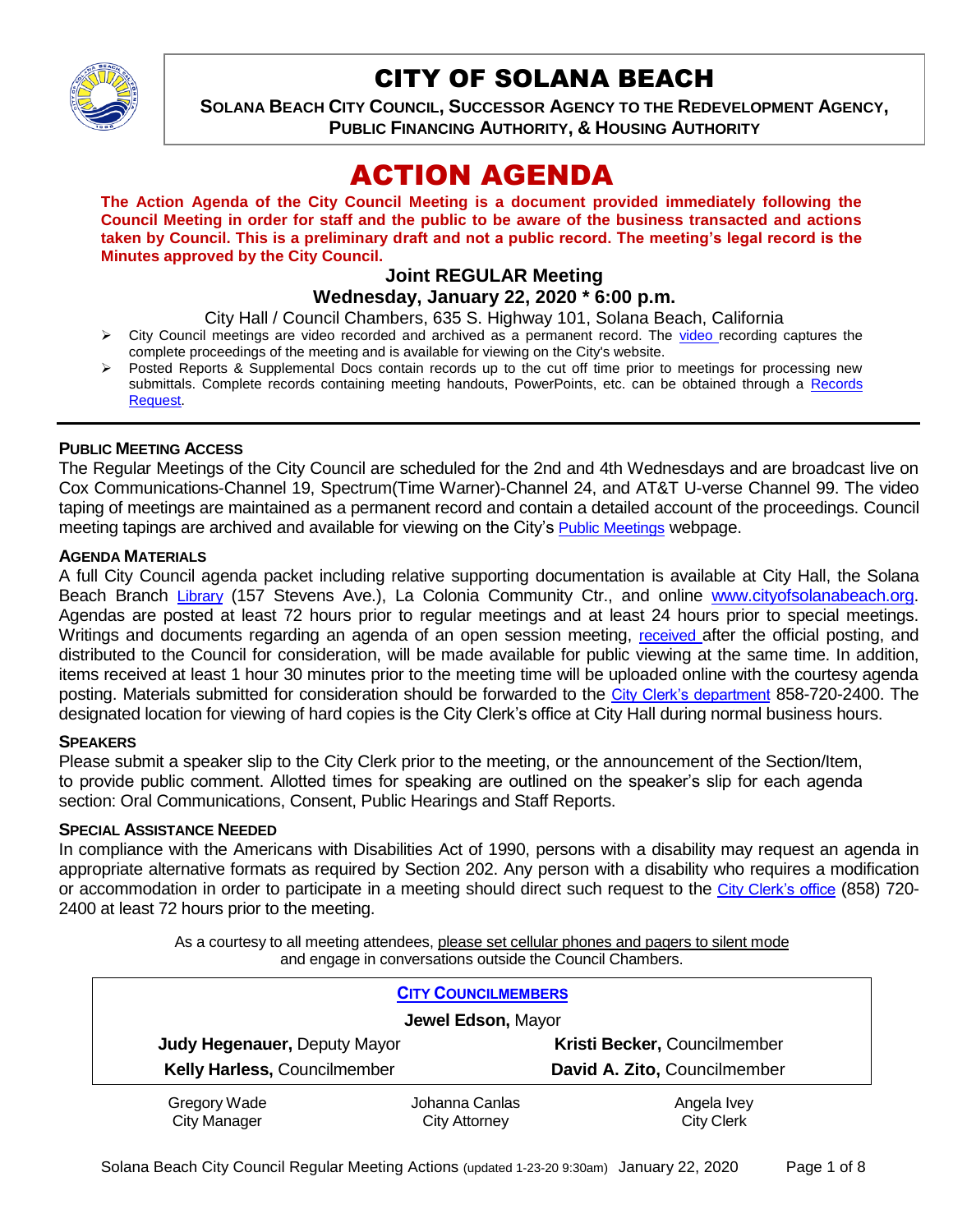# CITY OF SOLANA BEACH

**SOLANA BEACH CITY COUNCIL, SUCCESSOR AGENCY TO THE REDEVELOPMENT AGENCY, PUBLIC FINANCING AUTHORITY, & HOUSING AUTHORITY**

# ACTION AGENDA

**The Action Agenda of the City Council Meeting is a document provided immediately following the Council Meeting in order for staff and the public to be aware of the business transacted and actions taken by Council. This is a preliminary draft and not a public record. The meeting's legal record is the Minutes approved by the City Council.**

## Joint REGULAR Meeting

## Wednesday, January 22, 2020 * 6:00 p.m.

City Hall / Council Chambers, 635 S. Highway 101, Solana Beach, California

- City Council meetings are video recorded and archived as a permanent record. The video recording captures the complete proceedings of the meeting and is available for viewing on the City's website.
- Posted Reports & Supplemental Docs contain records up to the cut off time prior to meetings for processing new submittals. Complete records containing meeting handouts, PowerPoints, etc. can be obtained through a Records Request.

---

**PUBLIC MEETING ACCESS**

The Regular Meetings of the City Council are scheduled for the 2nd and 4th Wednesdays and are broadcast live on Cox Communications-Channel 19, Spectrum(Time Warner)-Channel 24, and AT&T U-verse Channel 99. The video taping of meetings are maintained as a permanent record and contain a detailed account of the proceedings. Council meeting tapings are archived and available for viewing on the City's Public Meetings webpage.

**AGENDA MATERIALS**

A full City Council agenda packet including relative supporting documentation is available at City Hall, the Solana Beach Branch Library (157 Stevens Ave.), La Colonia Community Ctr., and online www.cityofsolanabeach.org. Agendas are posted at least 72 hours prior to regular meetings and at least 24 hours prior to special meetings. Writings and documents regarding an agenda of an open session meeting, received after the official posting, and distributed to the Council for consideration, will be made available for public viewing at the same time. In addition, items received at least 1 hour 30 minutes prior to the meeting time will be uploaded online with the courtesy agenda posting. Materials submitted for consideration should be forwarded to the City Clerk's department 858-720-2400. The designated location for viewing of hard copies is the City Clerk's office at City Hall during normal business hours.

**SPEAKERS**

Please submit a speaker slip to the City Clerk prior to the meeting, or the announcement of the Section/Item, to provide public comment. Allotted times for speaking are outlined on the speaker's slip for each agenda section: Oral Communications, Consent, Public Hearings and Staff Reports.

**SPECIAL ASSISTANCE NEEDED**

In compliance with the Americans with Disabilities Act of 1990, persons with a disability may request an agenda in appropriate alternative formats as required by Section 202. Any person with a disability who requires a modification or accommodation in order to participate in a meeting should direct such request to the City Clerk's office (858) 720-2400 at least 72 hours prior to the meeting.

As a courtesy to all meeting attendees, please set cellular phones and pagers to silent mode and engage in conversations outside the Council Chambers.

**CITY COUNCILMEMBERS**

**Jewel Edson,** Mayor

| | |
|---|---|
| **Judy Hegenauer,** Deputy Mayor | **Kristi Becker,** Councilmember |
| **Kelly Harless,** Councilmember | **David A. Zito,** Councilmember |

| Gregory Wade | Johanna Canlas | Angela Ivey |
|---|---|---|
| City Manager | City Attorney | City Clerk |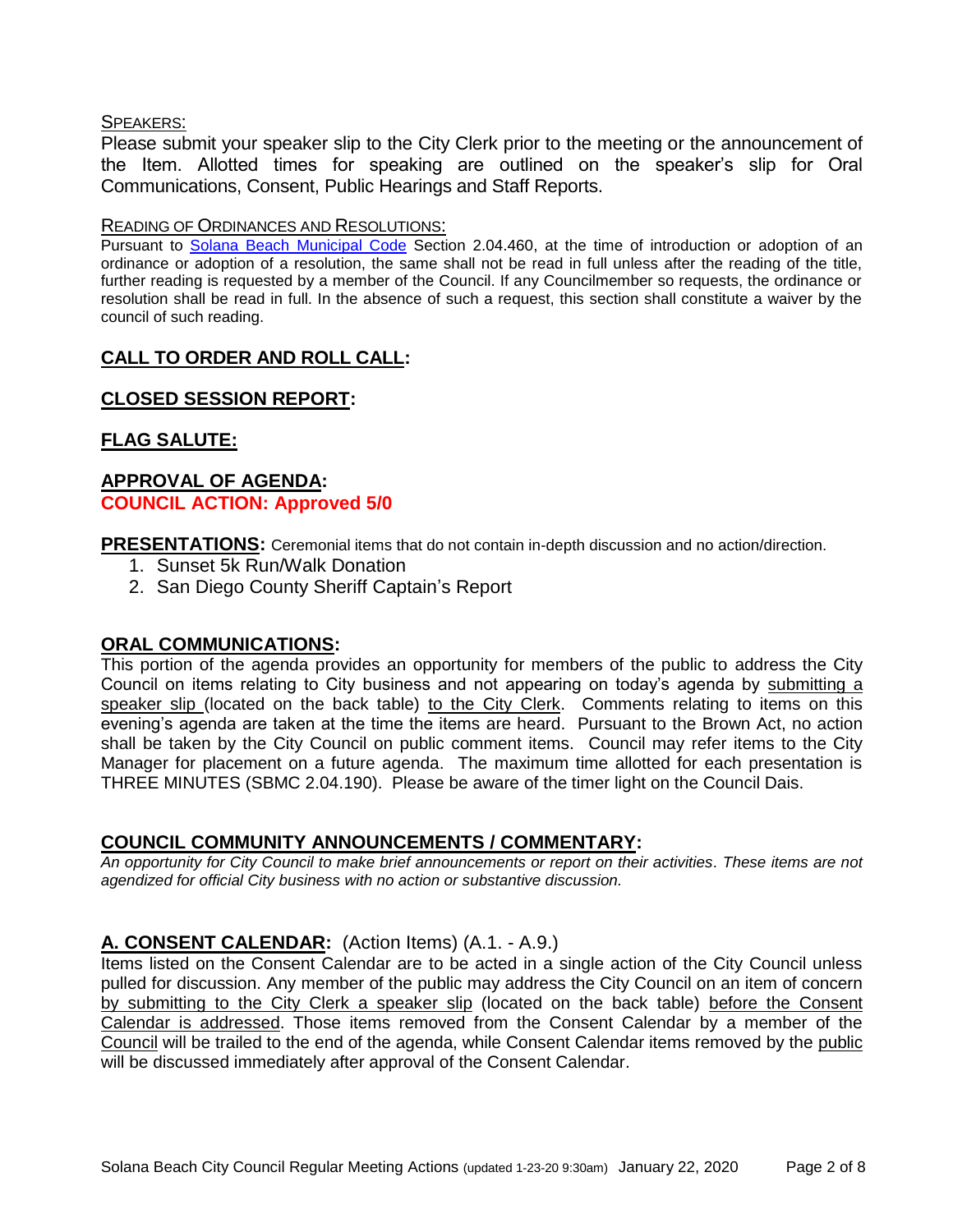SPEAKERS:

Please submit your speaker slip to the City Clerk prior to the meeting or the announcement of the Item. Allotted times for speaking are outlined on the speaker's slip for Oral Communications, Consent, Public Hearings and Staff Reports.

READING OF ORDINANCES AND RESOLUTIONS:

Pursuant to Solana Beach Municipal Code Section 2.04.460, at the time of introduction or adoption of an ordinance or adoption of a resolution, the same shall not be read in full unless after the reading of the title, further reading is requested by a member of the Council. If any Councilmember so requests, the ordinance or resolution shall be read in full. In the absence of such a request, this section shall constitute a waiver by the council of such reading.

## CALL TO ORDER AND ROLL CALL:

## CLOSED SESSION REPORT:

## FLAG SALUTE:

## APPROVAL OF AGENDA:

**COUNCIL ACTION: Approved 5/0**

**PRESENTATIONS:** Ceremonial items that do not contain in-depth discussion and no action/direction.

1. Sunset 5k Run/Walk Donation
2. San Diego County Sheriff Captain's Report

## ORAL COMMUNICATIONS:

This portion of the agenda provides an opportunity for members of the public to address the City Council on items relating to City business and not appearing on today's agenda by submitting a speaker slip (located on the back table) to the City Clerk. Comments relating to items on this evening's agenda are taken at the time the items are heard. Pursuant to the Brown Act, no action shall be taken by the City Council on public comment items. Council may refer items to the City Manager for placement on a future agenda. The maximum time allotted for each presentation is THREE MINUTES (SBMC 2.04.190). Please be aware of the timer light on the Council Dais.

## COUNCIL COMMUNITY ANNOUNCEMENTS / COMMENTARY:

*An opportunity for City Council to make brief announcements or report on their activities. These items are not agendized for official City business with no action or substantive discussion.*

## A. CONSENT CALENDAR: (Action Items) (A.1. - A.9.)

Items listed on the Consent Calendar are to be acted in a single action of the City Council unless pulled for discussion. Any member of the public may address the City Council on an item of concern by submitting to the City Clerk a speaker slip (located on the back table) before the Consent Calendar is addressed. Those items removed from the Consent Calendar by a member of the Council will be trailed to the end of the agenda, while Consent Calendar items removed by the public will be discussed immediately after approval of the Consent Calendar.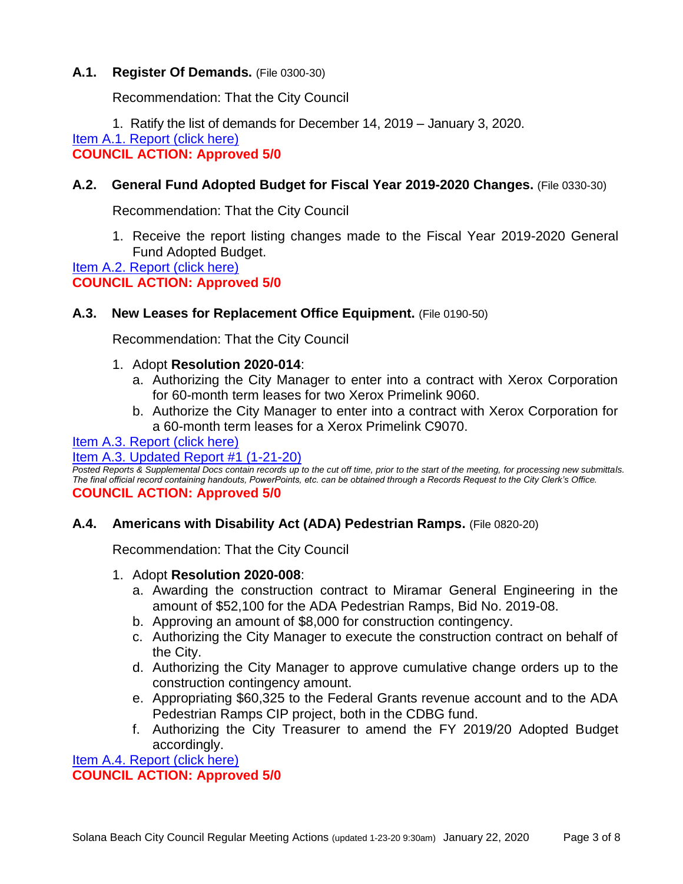### A.1. Register Of Demands. (File 0300-30)

Recommendation: That the City Council

1. Ratify the list of demands for December 14, 2019 – January 3, 2020.

Item A.1. Report (click here)

**COUNCIL ACTION: Approved 5/0**

### A.2. General Fund Adopted Budget for Fiscal Year 2019-2020 Changes. (File 0330-30)

Recommendation: That the City Council

1. Receive the report listing changes made to the Fiscal Year 2019-2020 General Fund Adopted Budget.

Item A.2. Report (click here)

**COUNCIL ACTION: Approved 5/0**

### A.3. New Leases for Replacement Office Equipment. (File 0190-50)

Recommendation: That the City Council

1. Adopt **Resolution 2020-014**:
   a. Authorizing the City Manager to enter into a contract with Xerox Corporation for 60-month term leases for two Xerox Primelink 9060.
   b. Authorize the City Manager to enter into a contract with Xerox Corporation for a 60-month term leases for a Xerox Primelink C9070.

Item A.3. Report (click here)

Item A.3. Updated Report #1 (1-21-20)

*Posted Reports & Supplemental Docs contain records up to the cut off time, prior to the start of the meeting, for processing new submittals. The final official record containing handouts, PowerPoints, etc. can be obtained through a Records Request to the City Clerk's Office.*

**COUNCIL ACTION: Approved 5/0**

### A.4. Americans with Disability Act (ADA) Pedestrian Ramps. (File 0820-20)

Recommendation: That the City Council

1. Adopt **Resolution 2020-008**:
   a. Awarding the construction contract to Miramar General Engineering in the amount of $52,100 for the ADA Pedestrian Ramps, Bid No. 2019-08.
   b. Approving an amount of $8,000 for construction contingency.
   c. Authorizing the City Manager to execute the construction contract on behalf of the City.
   d. Authorizing the City Manager to approve cumulative change orders up to the construction contingency amount.
   e. Appropriating $60,325 to the Federal Grants revenue account and to the ADA Pedestrian Ramps CIP project, both in the CDBG fund.
   f. Authorizing the City Treasurer to amend the FY 2019/20 Adopted Budget accordingly.

Item A.4. Report (click here)

**COUNCIL ACTION: Approved 5/0**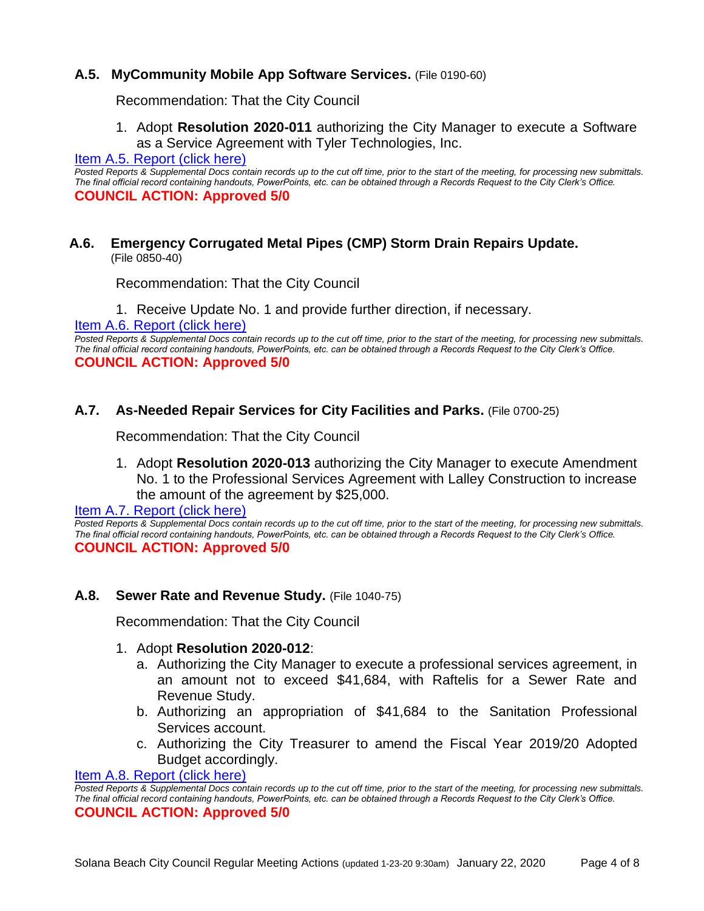### A.5. MyCommunity Mobile App Software Services. (File 0190-60)

Recommendation: That the City Council

1. Adopt **Resolution 2020-011** authorizing the City Manager to execute a Software as a Service Agreement with Tyler Technologies, Inc.

[Item A.5. Report (click here)]

*Posted Reports & Supplemental Docs contain records up to the cut off time, prior to the start of the meeting, for processing new submittals. The final official record containing handouts, PowerPoints, etc. can be obtained through a Records Request to the City Clerk's Office.*

**COUNCIL ACTION: Approved 5/0**

### A.6. Emergency Corrugated Metal Pipes (CMP) Storm Drain Repairs Update. (File 0850-40)

Recommendation: That the City Council

1. Receive Update No. 1 and provide further direction, if necessary.

[Item A.6. Report (click here)]

*Posted Reports & Supplemental Docs contain records up to the cut off time, prior to the start of the meeting, for processing new submittals. The final official record containing handouts, PowerPoints, etc. can be obtained through a Records Request to the City Clerk's Office.*

**COUNCIL ACTION: Approved 5/0**

### A.7. As-Needed Repair Services for City Facilities and Parks. (File 0700-25)

Recommendation: That the City Council

1. Adopt **Resolution 2020-013** authorizing the City Manager to execute Amendment No. 1 to the Professional Services Agreement with Lalley Construction to increase the amount of the agreement by $25,000.

[Item A.7. Report (click here)]

*Posted Reports & Supplemental Docs contain records up to the cut off time, prior to the start of the meeting, for processing new submittals. The final official record containing handouts, PowerPoints, etc. can be obtained through a Records Request to the City Clerk's Office.*

**COUNCIL ACTION: Approved 5/0**

### A.8. Sewer Rate and Revenue Study. (File 1040-75)

Recommendation: That the City Council

1. Adopt **Resolution 2020-012**:
   a. Authorizing the City Manager to execute a professional services agreement, in an amount not to exceed $41,684, with Raftelis for a Sewer Rate and Revenue Study.
   b. Authorizing an appropriation of $41,684 to the Sanitation Professional Services account.
   c. Authorizing the City Treasurer to amend the Fiscal Year 2019/20 Adopted Budget accordingly.

[Item A.8. Report (click here)]

*Posted Reports & Supplemental Docs contain records up to the cut off time, prior to the start of the meeting, for processing new submittals. The final official record containing handouts, PowerPoints, etc. can be obtained through a Records Request to the City Clerk's Office.*

**COUNCIL ACTION: Approved 5/0**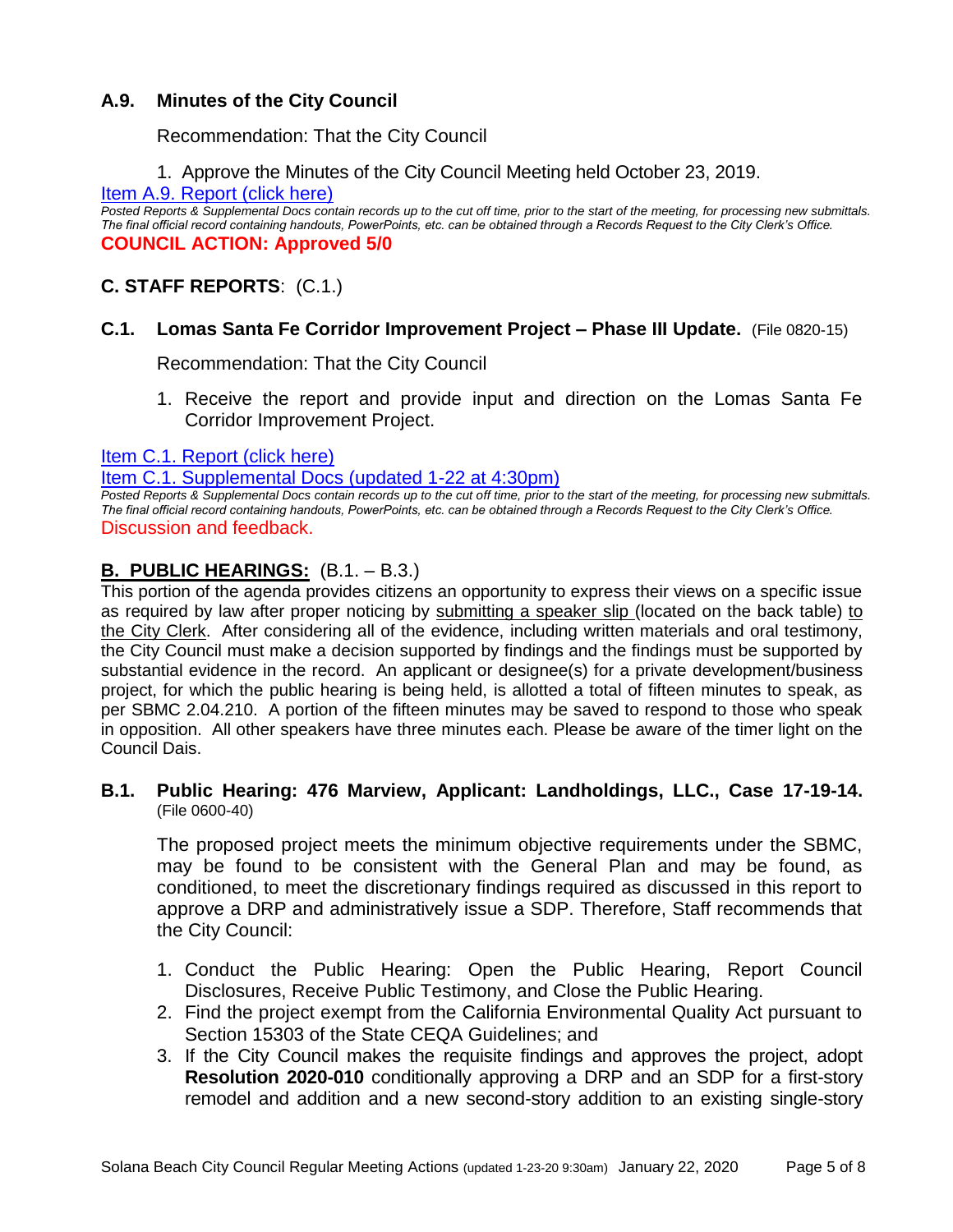### A.9. Minutes of the City Council

Recommendation: That the City Council

1. Approve the Minutes of the City Council Meeting held October 23, 2019.

[Item A.9. Report (click here)]

*Posted Reports & Supplemental Docs contain records up to the cut off time, prior to the start of the meeting, for processing new submittals. The final official record containing handouts, PowerPoints, etc. can be obtained through a Records Request to the City Clerk's Office.*

**COUNCIL ACTION: Approved 5/0**

## C. STAFF REPORTS: (C.1.)

### C.1. Lomas Santa Fe Corridor Improvement Project – Phase III Update. (File 0820-15)

Recommendation: That the City Council

1. Receive the report and provide input and direction on the Lomas Santa Fe Corridor Improvement Project.

[Item C.1. Report (click here)]

[Item C.1. Supplemental Docs (updated 1-22 at 4:30pm)]

*Posted Reports & Supplemental Docs contain records up to the cut off time, prior to the start of the meeting, for processing new submittals. The final official record containing handouts, PowerPoints, etc. can be obtained through a Records Request to the City Clerk's Office.*

Discussion and feedback.

## B. PUBLIC HEARINGS: (B.1. – B.3.)

This portion of the agenda provides citizens an opportunity to express their views on a specific issue as required by law after proper noticing by submitting a speaker slip (located on the back table) to the City Clerk. After considering all of the evidence, including written materials and oral testimony, the City Council must make a decision supported by findings and the findings must be supported by substantial evidence in the record. An applicant or designee(s) for a private development/business project, for which the public hearing is being held, is allotted a total of fifteen minutes to speak, as per SBMC 2.04.210. A portion of the fifteen minutes may be saved to respond to those who speak in opposition. All other speakers have three minutes each. Please be aware of the timer light on the Council Dais.

### B.1. Public Hearing: 476 Marview, Applicant: Landholdings, LLC., Case 17-19-14. (File 0600-40)

The proposed project meets the minimum objective requirements under the SBMC, may be found to be consistent with the General Plan and may be found, as conditioned, to meet the discretionary findings required as discussed in this report to approve a DRP and administratively issue a SDP. Therefore, Staff recommends that the City Council:

1. Conduct the Public Hearing: Open the Public Hearing, Report Council Disclosures, Receive Public Testimony, and Close the Public Hearing.
2. Find the project exempt from the California Environmental Quality Act pursuant to Section 15303 of the State CEQA Guidelines; and
3. If the City Council makes the requisite findings and approves the project, adopt **Resolution 2020-010** conditionally approving a DRP and an SDP for a first-story remodel and addition and a new second-story addition to an existing single-story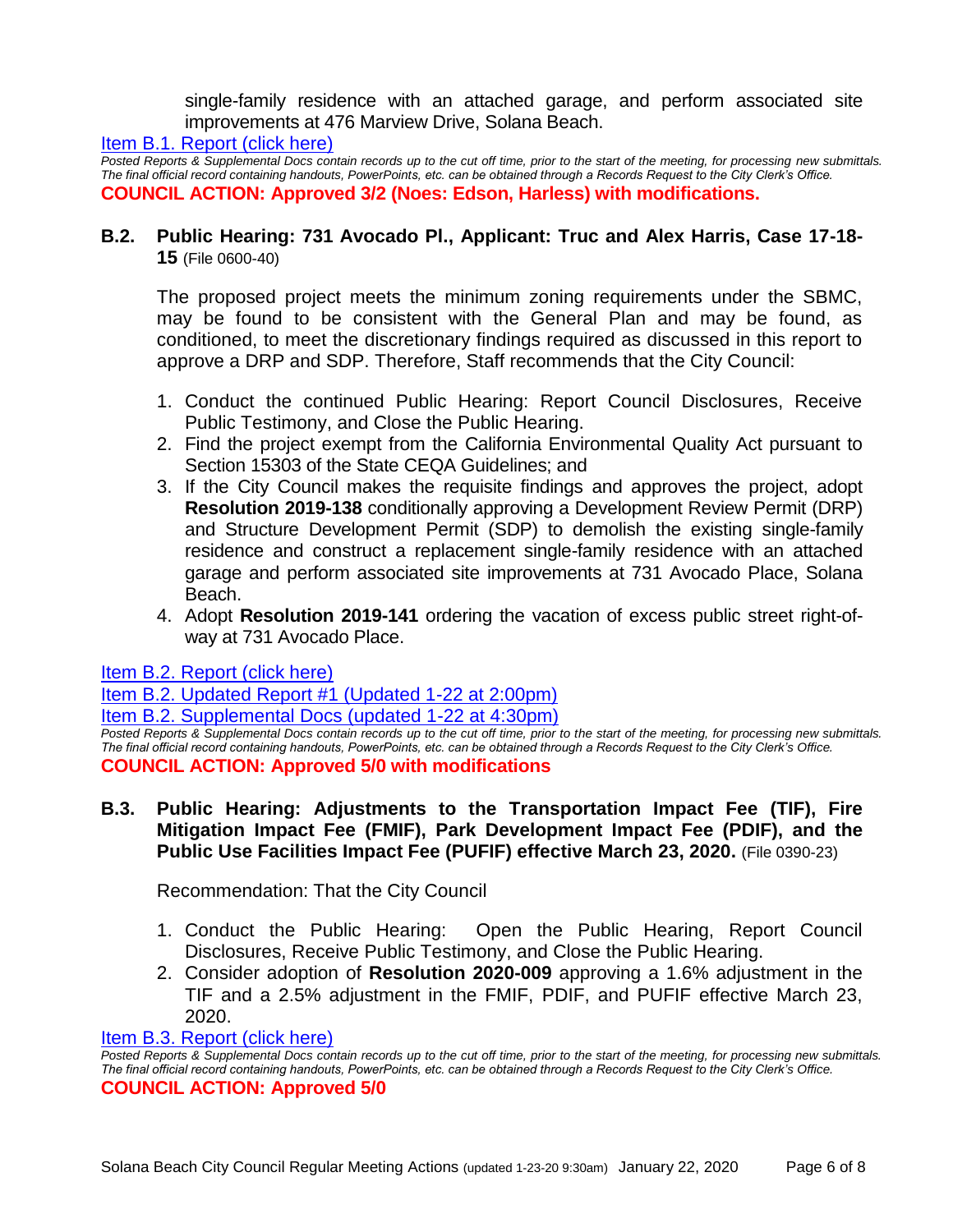single-family residence with an attached garage, and perform associated site improvements at 476 Marview Drive, Solana Beach.

[Item B.1. Report (click here)]

*Posted Reports & Supplemental Docs contain records up to the cut off time, prior to the start of the meeting, for processing new submittals. The final official record containing handouts, PowerPoints, etc. can be obtained through a Records Request to the City Clerk's Office.*

**COUNCIL ACTION: Approved 3/2 (Noes: Edson, Harless) with modifications.**

**B.2. Public Hearing: 731 Avocado Pl., Applicant: Truc and Alex Harris, Case 17-18-15** (File 0600-40)

The proposed project meets the minimum zoning requirements under the SBMC, may be found to be consistent with the General Plan and may be found, as conditioned, to meet the discretionary findings required as discussed in this report to approve a DRP and SDP. Therefore, Staff recommends that the City Council:

1. Conduct the continued Public Hearing: Report Council Disclosures, Receive Public Testimony, and Close the Public Hearing.
2. Find the project exempt from the California Environmental Quality Act pursuant to Section 15303 of the State CEQA Guidelines; and
3. If the City Council makes the requisite findings and approves the project, adopt **Resolution 2019-138** conditionally approving a Development Review Permit (DRP) and Structure Development Permit (SDP) to demolish the existing single-family residence and construct a replacement single-family residence with an attached garage and perform associated site improvements at 731 Avocado Place, Solana Beach.
4. Adopt **Resolution 2019-141** ordering the vacation of excess public street right-of-way at 731 Avocado Place.

[Item B.2. Report (click here)]

[Item B.2. Updated Report #1 (Updated 1-22 at 2:00pm)]

[Item B.2. Supplemental Docs (updated 1-22 at 4:30pm)]

*Posted Reports & Supplemental Docs contain records up to the cut off time, prior to the start of the meeting, for processing new submittals. The final official record containing handouts, PowerPoints, etc. can be obtained through a Records Request to the City Clerk's Office.*

**COUNCIL ACTION: Approved 5/0 with modifications**

**B.3. Public Hearing: Adjustments to the Transportation Impact Fee (TIF), Fire Mitigation Impact Fee (FMIF), Park Development Impact Fee (PDIF), and the Public Use Facilities Impact Fee (PUFIF) effective March 23, 2020.** (File 0390-23)

Recommendation: That the City Council

1. Conduct the Public Hearing: Open the Public Hearing, Report Council Disclosures, Receive Public Testimony, and Close the Public Hearing.
2. Consider adoption of **Resolution 2020-009** approving a 1.6% adjustment in the TIF and a 2.5% adjustment in the FMIF, PDIF, and PUFIF effective March 23, 2020.

[Item B.3. Report (click here)]

*Posted Reports & Supplemental Docs contain records up to the cut off time, prior to the start of the meeting, for processing new submittals. The final official record containing handouts, PowerPoints, etc. can be obtained through a Records Request to the City Clerk's Office.*

**COUNCIL ACTION: Approved 5/0**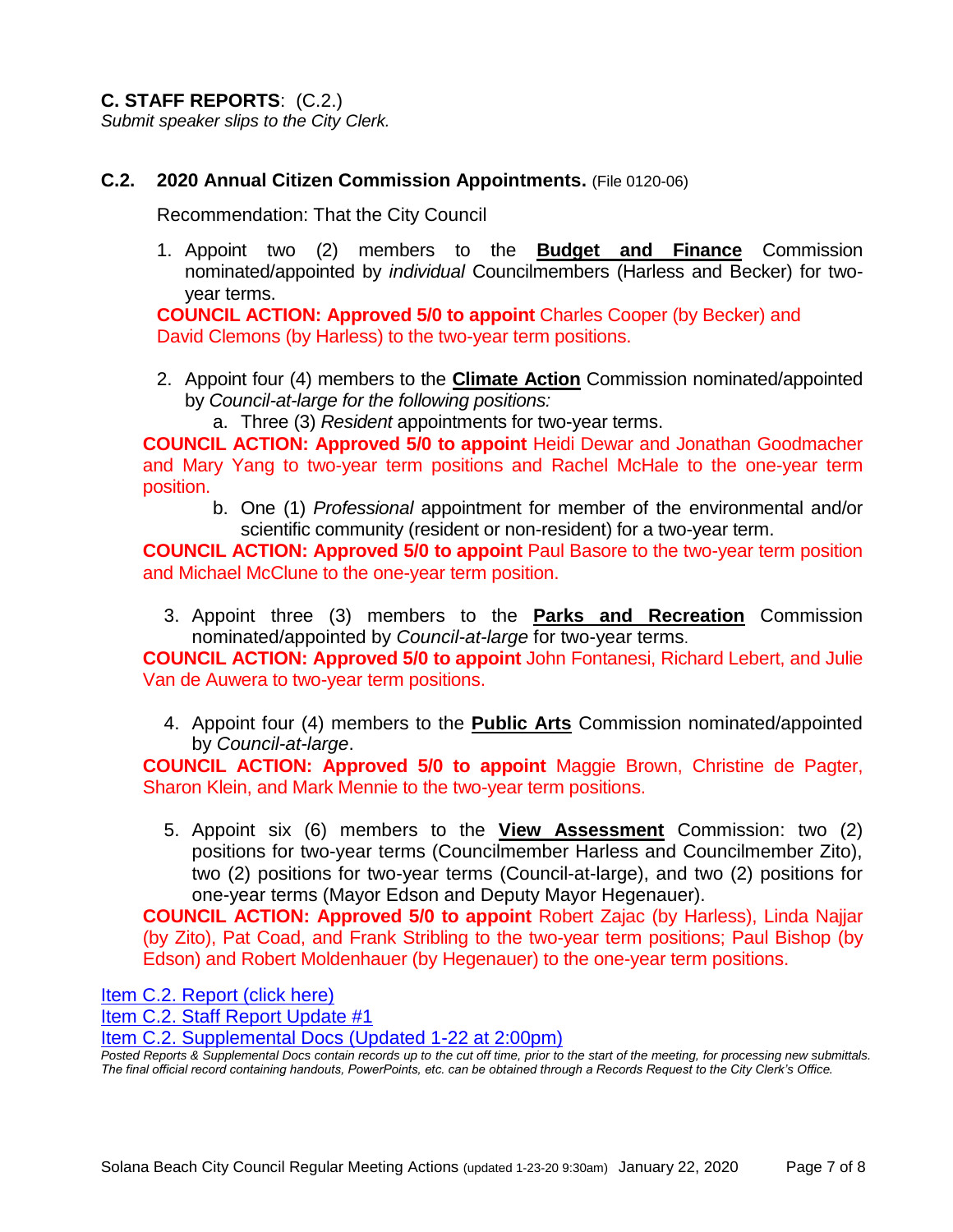**C. STAFF REPORTS**: (C.2.)

*Submit speaker slips to the City Clerk.*

### C.2. 2020 Annual Citizen Commission Appointments. (File 0120-06)

Recommendation: That the City Council

1. Appoint two (2) members to the **Budget and Finance** Commission nominated/appointed by *individual* Councilmembers (Harless and Becker) for two-year terms.

**COUNCIL ACTION: Approved 5/0 to appoint** Charles Cooper (by Becker) and David Clemons (by Harless) to the two-year term positions.

2. Appoint four (4) members to the **Climate Action** Commission nominated/appointed by *Council-at-large for the following positions:*
   a. Three (3) *Resident* appointments for two-year terms.

**COUNCIL ACTION: Approved 5/0 to appoint** Heidi Dewar and Jonathan Goodmacher and Mary Yang to two-year term positions and Rachel McHale to the one-year term position.

   b. One (1) *Professional* appointment for member of the environmental and/or scientific community (resident or non-resident) for a two-year term.

**COUNCIL ACTION: Approved 5/0 to appoint** Paul Basore to the two-year term position and Michael McClune to the one-year term position.

3. Appoint three (3) members to the **Parks and Recreation** Commission nominated/appointed by *Council-at-large* for two-year terms.

**COUNCIL ACTION: Approved 5/0 to appoint** John Fontanesi, Richard Lebert, and Julie Van de Auwera to two-year term positions.

4. Appoint four (4) members to the **Public Arts** Commission nominated/appointed by *Council-at-large*.

**COUNCIL ACTION: Approved 5/0 to appoint** Maggie Brown, Christine de Pagter, Sharon Klein, and Mark Mennie to the two-year term positions.

5. Appoint six (6) members to the **View Assessment** Commission: two (2) positions for two-year terms (Councilmember Harless and Councilmember Zito), two (2) positions for two-year terms (Council-at-large), and two (2) positions for one-year terms (Mayor Edson and Deputy Mayor Hegenauer).

**COUNCIL ACTION: Approved 5/0 to appoint** Robert Zajac (by Harless), Linda Najjar (by Zito), Pat Coad, and Frank Stribling to the two-year term positions; Paul Bishop (by Edson) and Robert Moldenhauer (by Hegenauer) to the one-year term positions.

Item C.2. Report (click here)
Item C.2. Staff Report Update #1
Item C.2. Supplemental Docs (Updated 1-22 at 2:00pm)

*Posted Reports & Supplemental Docs contain records up to the cut off time, prior to the start of the meeting, for processing new submittals. The final official record containing handouts, PowerPoints, etc. can be obtained through a Records Request to the City Clerk's Office.*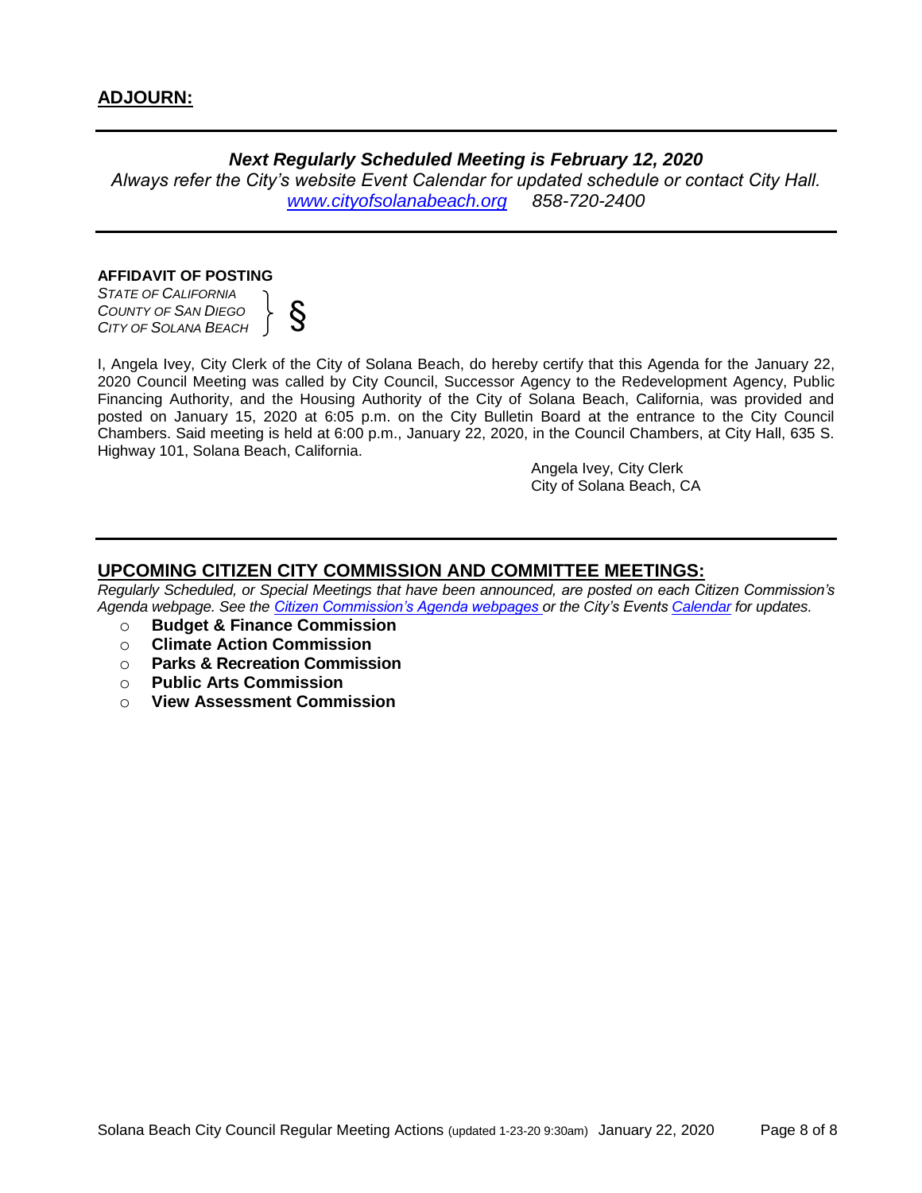## ADJOURN:

---

***Next Regularly Scheduled Meeting is February 12, 2020***

*Always refer the City's website Event Calendar for updated schedule or contact City Hall.*
*[www.cityofsolanabeach.org](http://www.cityofsolanabeach.org) 858-720-2400*

---

**AFFIDAVIT OF POSTING**

*STATE OF CALIFORNIA*
*COUNTY OF SAN DIEGO* } §
*CITY OF SOLANA BEACH*

I, Angela Ivey, City Clerk of the City of Solana Beach, do hereby certify that this Agenda for the January 22, 2020 Council Meeting was called by City Council, Successor Agency to the Redevelopment Agency, Public Financing Authority, and the Housing Authority of the City of Solana Beach, California, was provided and posted on January 15, 2020 at 6:05 p.m. on the City Bulletin Board at the entrance to the City Council Chambers. Said meeting is held at 6:00 p.m., January 22, 2020, in the Council Chambers, at City Hall, 635 S. Highway 101, Solana Beach, California.

Angela Ivey, City Clerk
City of Solana Beach, CA

---

## UPCOMING CITIZEN CITY COMMISSION AND COMMITTEE MEETINGS:

*Regularly Scheduled, or Special Meetings that have been announced, are posted on each Citizen Commission's Agenda webpage. See the [Citizen Commission's Agenda webpages]() or the City's Events [Calendar]() for updates.*

- **Budget & Finance Commission**
- **Climate Action Commission**
- **Parks & Recreation Commission**
- **Public Arts Commission**
- **View Assessment Commission**